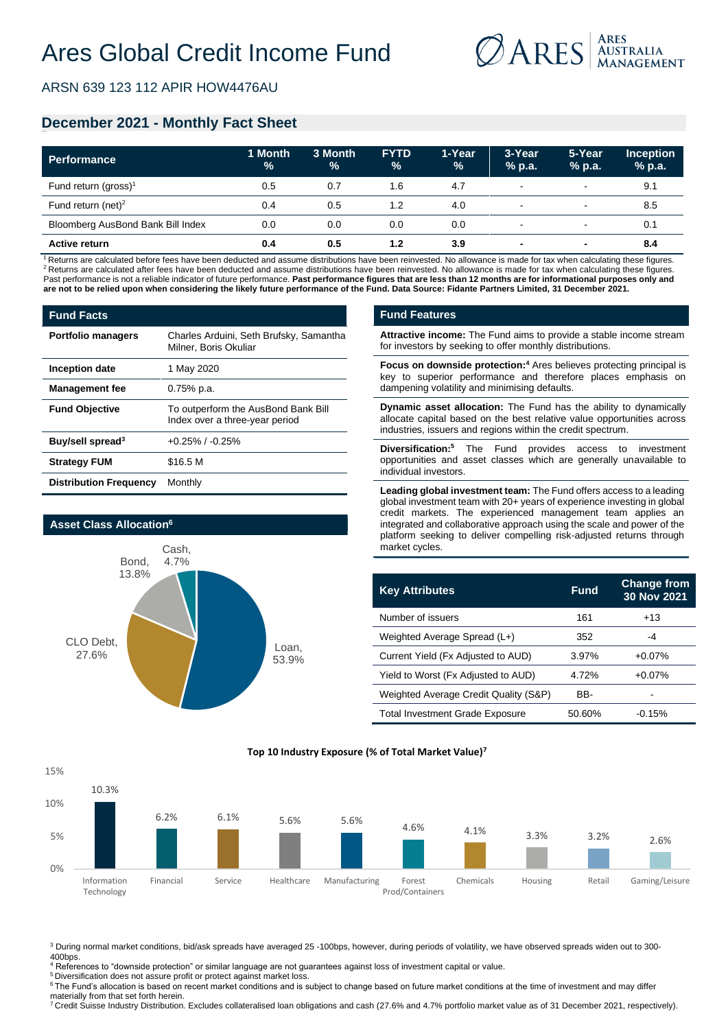# Ares Global Credit Income Fund

ARSN 639 123 112 APIR HOW4476AU

## December 2021 - Monthly Fact Sheet

| Performance | 1 Month % | 3 Month % | FYTD % | 1-Year % | 3-Year % p.a. | 5-Year % p.a. | Inception % p.a. |
|---|---|---|---|---|---|---|---|
| Fund return (gross)[1] | 0.5 | 0.7 | 1.6 | 4.7 | - | - | 9.1 |
| Fund return (net)[2] | 0.4 | 0.5 | 1.2 | 4.0 | - | - | 8.5 |
| Bloomberg AusBond Bank Bill Index | 0.0 | 0.0 | 0.0 | 0.0 | - | - | 0.1 |
| **Active return** | **0.4** | **0.5** | **1.2** | **3.9** | **-** | **-** | **8.4** |

[1] Returns are calculated before fees have been deducted and assume distributions have been reinvested. No allowance is made for tax when calculating these figures.
[2] Returns are calculated after fees have been deducted and assume distributions have been reinvested. No allowance is made for tax when calculating these figures.
Past performance is not a reliable indicator of future performance. **Past performance figures that are less than 12 months are for informational purposes only and are not to be relied upon when considering the likely future performance of the Fund. Data Source: Fidante Partners Limited, 31 December 2021.**

### Fund Facts

| | |
|---|---|
| **Portfolio managers** | Charles Arduini, Seth Brufsky, Samantha Milner, Boris Okuliar |
| **Inception date** | 1 May 2020 |
| **Management fee** | 0.75% p.a. |
| **Fund Objective** | To outperform the AusBond Bank Bill Index over a three-year period |
| **Buy/sell spread[3]** | +0.25% / -0.25% |
| **Strategy FUM** | $16.5 M |
| **Distribution Frequency** | Monthly |

### Asset Class Allocation[6]

| Asset Class | % |
|---|---|
| Loan | 53.9% |
| CLO Debt | 27.6% |
| Bond | 13.8% |
| Cash | 4.7% |

### Fund Features

**Attractive income:** The Fund aims to provide a stable income stream for investors by seeking to offer monthly distributions.

**Focus on downside protection:[4]** Ares believes protecting principal is key to superior performance and therefore places emphasis on dampening volatility and minimising defaults.

**Dynamic asset allocation:** The Fund has the ability to dynamically allocate capital based on the best relative value opportunities across industries, issuers and regions within the credit spectrum.

**Diversification:[5]** The Fund provides access to investment opportunities and asset classes which are generally unavailable to individual investors.

**Leading global investment team:** The Fund offers access to a leading global investment team with 20+ years of experience investing in global credit markets. The experienced management team applies an integrated and collaborative approach using the scale and power of the platform seeking to deliver compelling risk-adjusted returns through market cycles.

| Key Attributes | Fund | Change from 30 Nov 2021 |
|---|---|---|
| Number of issuers | 161 | +13 |
| Weighted Average Spread (L+) | 352 | -4 |
| Current Yield (Fx Adjusted to AUD) | 3.97% | +0.07% |
| Yield to Worst (Fx Adjusted to AUD) | 4.72% | +0.07% |
| Weighted Average Credit Quality (S&P) | BB- | - |
| Total Investment Grade Exposure | 50.60% | -0.15% |

### Top 10 Industry Exposure (% of Total Market Value)[7]

| Industry | % |
|---|---|
| Information Technology | 10.3% |
| Financial | 6.2% |
| Service | 6.1% |
| Healthcare | 5.6% |
| Manufacturing | 5.6% |
| Forest Prod/Containers | 4.6% |
| Chemicals | 4.1% |
| Housing | 3.3% |
| Retail | 3.2% |
| Gaming/Leisure | 2.6% |

[3] During normal market conditions, bid/ask spreads have averaged 25 -100bps, however, during periods of volatility, we have observed spreads widen out to 300-400bps.
[4] References to "downside protection" or similar language are not guarantees against loss of investment capital or value.
[5] Diversification does not assure profit or protect against market loss.
[6] The Fund's allocation is based on recent market conditions and is subject to change based on future market conditions at the time of investment and may differ materially from that set forth herein.
[7] Credit Suisse Industry Distribution. Excludes collateralised loan obligations and cash (27.6% and 4.7% portfolio market value as of 31 December 2021, respectively).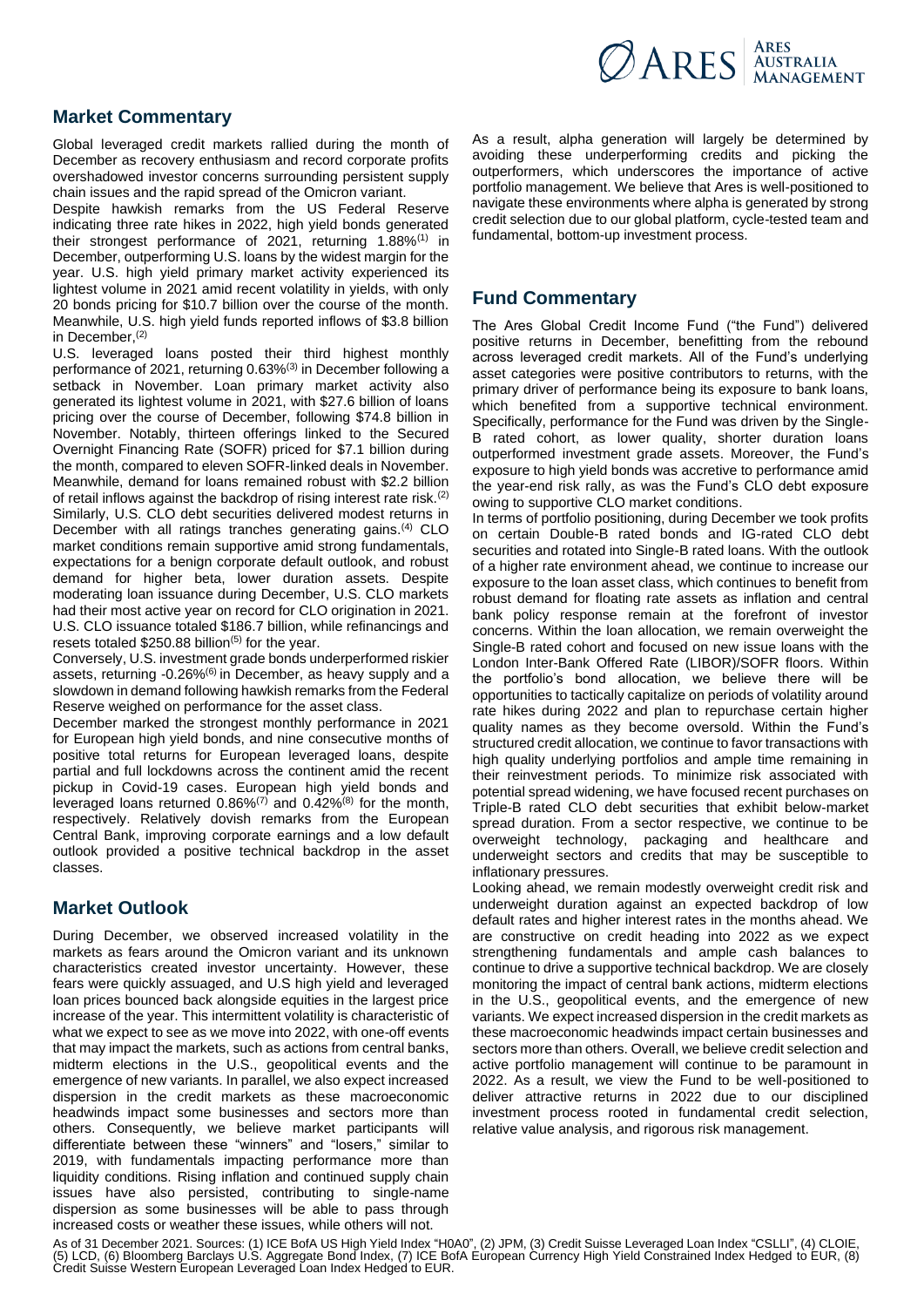## Market Commentary

Global leveraged credit markets rallied during the month of December as recovery enthusiasm and record corporate profits overshadowed investor concerns surrounding persistent supply chain issues and the rapid spread of the Omicron variant.

Despite hawkish remarks from the US Federal Reserve indicating three rate hikes in 2022, high yield bonds generated their strongest performance of 2021, returning 1.88%[1] in December, outperforming U.S. loans by the widest margin for the year. U.S. high yield primary market activity experienced its lightest volume in 2021 amid recent volatility in yields, with only 20 bonds pricing for $10.7 billion over the course of the month. Meanwhile, U.S. high yield funds reported inflows of $3.8 billion in December.[2]

U.S. leveraged loans posted their third highest monthly performance of 2021, returning 0.63%[3] in December following a setback in November. Loan primary market activity also generated its lightest volume in 2021, with $27.6 billion of loans pricing over the course of December, following $74.8 billion in November. Notably, thirteen offerings linked to the Secured Overnight Financing Rate (SOFR) priced for $7.1 billion during the month, compared to eleven SOFR-linked deals in November. Meanwhile, demand for loans remained robust with $2.2 billion of retail inflows against the backdrop of rising interest rate risk.[2]

Similarly, U.S. CLO debt securities delivered modest returns in December with all ratings tranches generating gains.[4] CLO market conditions remain supportive amid strong fundamentals, expectations for a benign corporate default outlook, and robust demand for higher beta, lower duration assets. Despite moderating loan issuance during December, U.S. CLO markets had their most active year on record for CLO origination in 2021. U.S. CLO issuance totaled $186.7 billion, while refinancings and resets totaled $250.88 billion[5] for the year.

Conversely, U.S. investment grade bonds underperformed riskier assets, returning -0.26%[6] in December, as heavy supply and a slowdown in demand following hawkish remarks from the Federal Reserve weighed on performance for the asset class.

December marked the strongest monthly performance in 2021 for European high yield bonds, and nine consecutive months of positive total returns for European leveraged loans, despite partial and full lockdowns across the continent amid the recent pickup in Covid-19 cases. European high yield bonds and leveraged loans returned 0.86%[7] and 0.42%[8] for the month, respectively. Relatively dovish remarks from the European Central Bank, improving corporate earnings and a low default outlook provided a positive technical backdrop in the asset classes.

## Market Outlook

During December, we observed increased volatility in the markets as fears around the Omicron variant and its unknown characteristics created investor uncertainty. However, these fears were quickly assuaged, and U.S high yield and leveraged loan prices bounced back alongside equities in the largest price increase of the year. This intermittent volatility is characteristic of what we expect to see as we move into 2022, with one-off events that may impact the markets, such as actions from central banks, midterm elections in the U.S., geopolitical events and the emergence of new variants. In parallel, we also expect increased dispersion in the credit markets as these macroeconomic headwinds impact some businesses and sectors more than others. Consequently, we believe market participants will differentiate between these "winners" and "losers," similar to 2019, with fundamentals impacting performance more than liquidity conditions. Rising inflation and continued supply chain issues have also persisted, contributing to single-name dispersion as some businesses will be able to pass through increased costs or weather these issues, while others will not.

As a result, alpha generation will largely be determined by avoiding these underperforming credits and picking the outperformers, which underscores the importance of active portfolio management. We believe that Ares is well-positioned to navigate these environments where alpha is generated by strong credit selection due to our global platform, cycle-tested team and fundamental, bottom-up investment process.

## Fund Commentary

The Ares Global Credit Income Fund ("the Fund") delivered positive returns in December, benefitting from the rebound across leveraged credit markets. All of the Fund's underlying asset categories were positive contributors to returns, with the primary driver of performance being its exposure to bank loans, which benefited from a supportive technical environment. Specifically, performance for the Fund was driven by the Single-B rated cohort, as lower quality, shorter duration loans outperformed investment grade assets. Moreover, the Fund's exposure to high yield bonds was accretive to performance amid the year-end risk rally, as was the Fund's CLO debt exposure owing to supportive CLO market conditions.

In terms of portfolio positioning, during December we took profits on certain Double-B rated bonds and IG-rated CLO debt securities and rotated into Single-B rated loans. With the outlook of a higher rate environment ahead, we continue to increase our exposure to the loan asset class, which continues to benefit from robust demand for floating rate assets as inflation and central bank policy response remain at the forefront of investor concerns. Within the loan allocation, we remain overweight the Single-B rated cohort and focused on new issue loans with the London Inter-Bank Offered Rate (LIBOR)/SOFR floors. Within the portfolio's bond allocation, we believe there will be opportunities to tactically capitalize on periods of volatility around rate hikes during 2022 and plan to repurchase certain higher quality names as they become oversold. Within the Fund's structured credit allocation, we continue to favor transactions with high quality underlying portfolios and ample time remaining in their reinvestment periods. To minimize risk associated with potential spread widening, we have focused recent purchases on Triple-B rated CLO debt securities that exhibit below-market spread duration. From a sector respective, we continue to be overweight technology, packaging and healthcare and underweight sectors and credits that may be susceptible to inflationary pressures.

Looking ahead, we remain modestly overweight credit risk and underweight duration against an expected backdrop of low default rates and higher interest rates in the months ahead. We are constructive on credit heading into 2022 as we expect strengthening fundamentals and ample cash balances to continue to drive a supportive technical backdrop. We are closely monitoring the impact of central bank actions, midterm elections in the U.S., geopolitical events, and the emergence of new variants. We expect increased dispersion in the credit markets as these macroeconomic headwinds impact certain businesses and sectors more than others. Overall, we believe credit selection and active portfolio management will continue to be paramount in 2022. As a result, we view the Fund to be well-positioned to deliver attractive returns in 2022 due to our disciplined investment process rooted in fundamental credit selection, relative value analysis, and rigorous risk management.

As of 31 December 2021. Sources: (1) ICE BofA US High Yield Index "H0A0", (2) JPM, (3) Credit Suisse Leveraged Loan Index "CSLLI", (4) CLOIE, (5) LCD, (6) Bloomberg Barclays U.S. Aggregate Bond Index, (7) ICE BofA European Currency High Yield Constrained Index Hedged to EUR, (8) Credit Suisse Western European Leveraged Loan Index Hedged to EUR.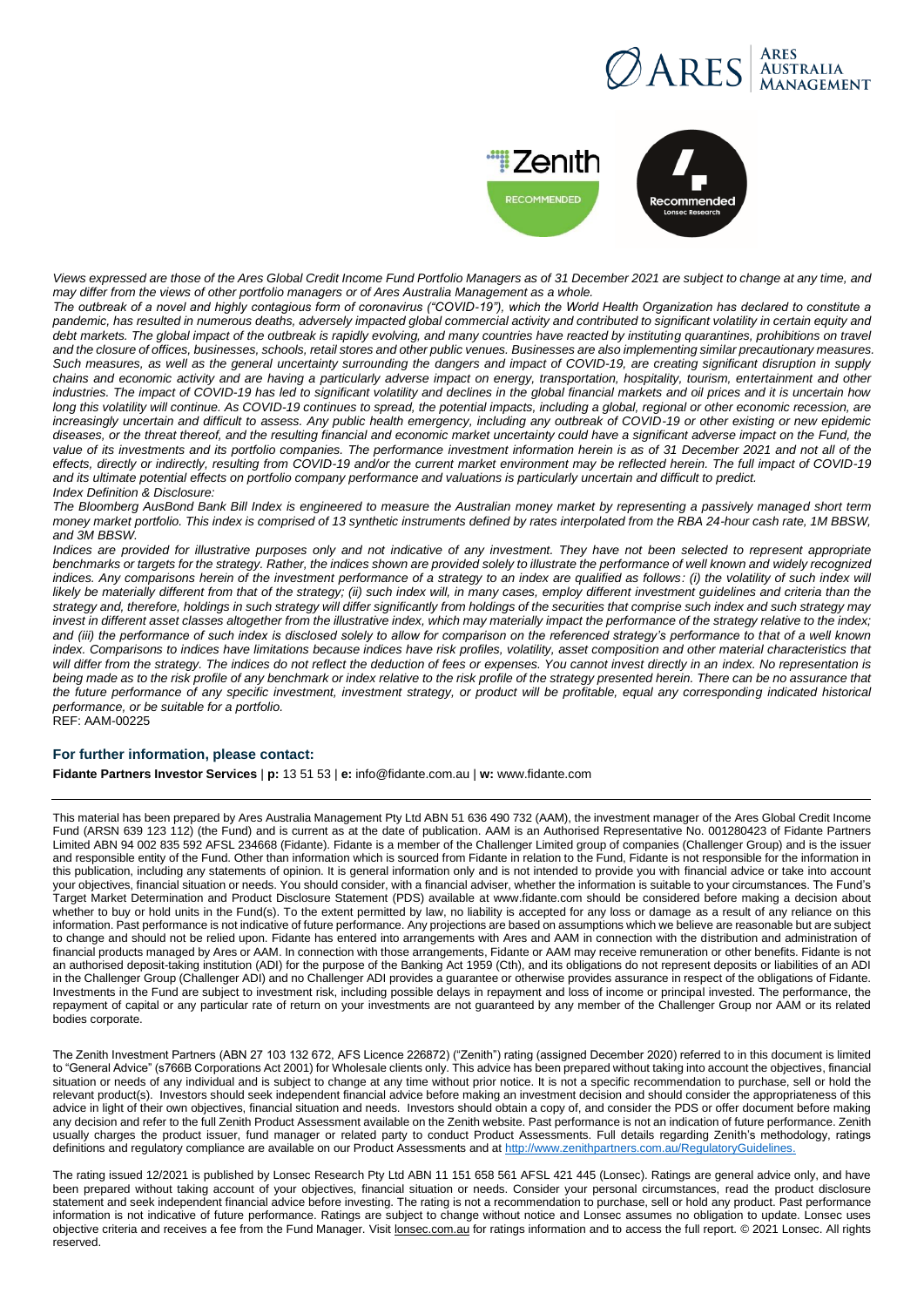*Views expressed are those of the Ares Global Credit Income Fund Portfolio Managers as of 31 December 2021 are subject to change at any time, and may differ from the views of other portfolio managers or of Ares Australia Management as a whole.*

*The outbreak of a novel and highly contagious form of coronavirus ("COVID-19"), which the World Health Organization has declared to constitute a pandemic, has resulted in numerous deaths, adversely impacted global commercial activity and contributed to significant volatility in certain equity and debt markets. The global impact of the outbreak is rapidly evolving, and many countries have reacted by instituting quarantines, prohibitions on travel and the closure of offices, businesses, schools, retail stores and other public venues. Businesses are also implementing similar precautionary measures. Such measures, as well as the general uncertainty surrounding the dangers and impact of COVID-19, are creating significant disruption in supply chains and economic activity and are having a particularly adverse impact on energy, transportation, hospitality, tourism, entertainment and other industries. The impact of COVID-19 has led to significant volatility and declines in the global financial markets and oil prices and it is uncertain how long this volatility will continue. As COVID-19 continues to spread, the potential impacts, including a global, regional or other economic recession, are increasingly uncertain and difficult to assess. Any public health emergency, including any outbreak of COVID-19 or other existing or new epidemic diseases, or the threat thereof, and the resulting financial and economic market uncertainty could have a significant adverse impact on the Fund, the value of its investments and its portfolio companies. The performance investment information herein is as of 31 December 2021 and not all of the effects, directly or indirectly, resulting from COVID-19 and/or the current market environment may be reflected herein. The full impact of COVID-19 and its ultimate potential effects on portfolio company performance and valuations is particularly uncertain and difficult to predict.*

*Index Definition & Disclosure:*

*The Bloomberg AusBond Bank Bill Index is engineered to measure the Australian money market by representing a passively managed short term money market portfolio. This index is comprised of 13 synthetic instruments defined by rates interpolated from the RBA 24-hour cash rate, 1M BBSW, and 3M BBSW.*

*Indices are provided for illustrative purposes only and not indicative of any investment. They have not been selected to represent appropriate benchmarks or targets for the strategy. Rather, the indices shown are provided solely to illustrate the performance of well known and widely recognized indices. Any comparisons herein of the investment performance of a strategy to an index are qualified as follows: (i) the volatility of such index will likely be materially different from that of the strategy; (ii) such index will, in many cases, employ different investment guidelines and criteria than the strategy and, therefore, holdings in such strategy will differ significantly from holdings of the securities that comprise such index and such strategy may invest in different asset classes altogether from the illustrative index, which may materially impact the performance of the strategy relative to the index; and (iii) the performance of such index is disclosed solely to allow for comparison on the referenced strategy's performance to that of a well known index. Comparisons to indices have limitations because indices have risk profiles, volatility, asset composition and other material characteristics that will differ from the strategy. The indices do not reflect the deduction of fees or expenses. You cannot invest directly in an index. No representation is being made as to the risk profile of any benchmark or index relative to the risk profile of the strategy presented herein. There can be no assurance that the future performance of any specific investment, investment strategy, or product will be profitable, equal any corresponding indicated historical performance, or be suitable for a portfolio.*

REF: AAM-00225

### For further information, please contact:

**Fidante Partners Investor Services** | **p:** 13 51 53 | **e:** info@fidante.com.au | **w:** www.fidante.com

This material has been prepared by Ares Australia Management Pty Ltd ABN 51 636 490 732 (AAM), the investment manager of the Ares Global Credit Income Fund (ARSN 639 123 112) (the Fund) and is current as at the date of publication. AAM is an Authorised Representative No. 001280423 of Fidante Partners Limited ABN 94 002 835 592 AFSL 234668 (Fidante). Fidante is a member of the Challenger Limited group of companies (Challenger Group) and is the issuer and responsible entity of the Fund. Other than information which is sourced from Fidante in relation to the Fund, Fidante is not responsible for the information in this publication, including any statements of opinion. It is general information only and is not intended to provide you with financial advice or take into account your objectives, financial situation or needs. You should consider, with a financial adviser, whether the information is suitable to your circumstances. The Fund's Target Market Determination and Product Disclosure Statement (PDS) available at www.fidante.com should be considered before making a decision about whether to buy or hold units in the Fund(s). To the extent permitted by law, no liability is accepted for any loss or damage as a result of any reliance on this information. Past performance is not indicative of future performance. Any projections are based on assumptions which we believe are reasonable but are subject to change and should not be relied upon. Fidante has entered into arrangements with Ares and AAM in connection with the distribution and administration of financial products managed by Ares or AAM. In connection with those arrangements, Fidante or AAM may receive remuneration or other benefits. Fidante is not an authorised deposit-taking institution (ADI) for the purpose of the Banking Act 1959 (Cth), and its obligations do not represent deposits or liabilities of an ADI in the Challenger Group (Challenger ADI) and no Challenger ADI provides a guarantee or otherwise provides assurance in respect of the obligations of Fidante. Investments in the Fund are subject to investment risk, including possible delays in repayment and loss of income or principal invested. The performance, the repayment of capital or any particular rate of return on your investments are not guaranteed by any member of the Challenger Group nor AAM or its related bodies corporate.

The Zenith Investment Partners (ABN 27 103 132 672, AFS Licence 226872) ("Zenith") rating (assigned December 2020) referred to in this document is limited to "General Advice" (s766B Corporations Act 2001) for Wholesale clients only. This advice has been prepared without taking into account the objectives, financial situation or needs of any individual and is subject to change at any time without prior notice. It is not a specific recommendation to purchase, sell or hold the relevant product(s). Investors should seek independent financial advice before making an investment decision and should consider the appropriateness of this advice in light of their own objectives, financial situation and needs. Investors should obtain a copy of, and consider the PDS or offer document before making any decision and refer to the full Zenith Product Assessment available on the Zenith website. Past performance is not an indication of future performance. Zenith usually charges the product issuer, fund manager or related party to conduct Product Assessments. Full details regarding Zenith's methodology, ratings definitions and regulatory compliance are available on our Product Assessments and at http://www.zenithpartners.com.au/RegulatoryGuidelines.

The rating issued 12/2021 is published by Lonsec Research Pty Ltd ABN 11 151 658 561 AFSL 421 445 (Lonsec). Ratings are general advice only, and have been prepared without taking account of your objectives, financial situation or needs. Consider your personal circumstances, read the product disclosure statement and seek independent financial advice before investing. The rating is not a recommendation to purchase, sell or hold any product. Past performance information is not indicative of future performance. Ratings are subject to change without notice and Lonsec assumes no obligation to update. Lonsec uses objective criteria and receives a fee from the Fund Manager. Visit lonsec.com.au for ratings information and to access the full report. © 2021 Lonsec. All rights reserved.